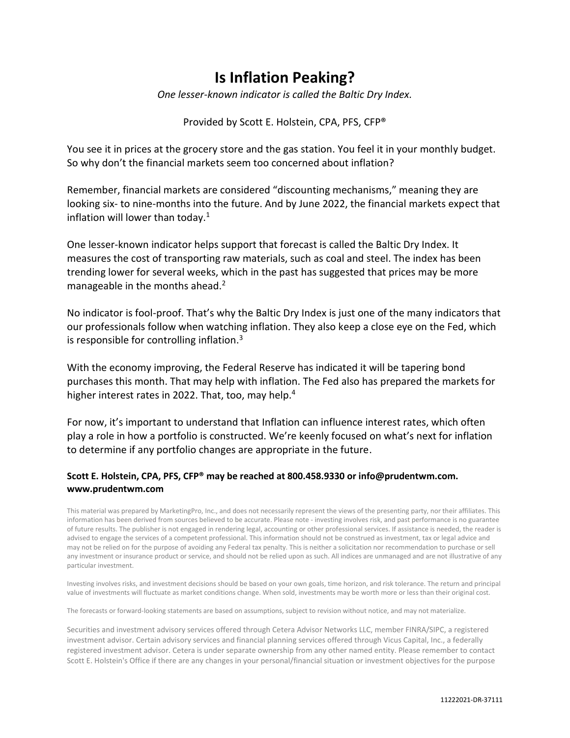# Is Inflation Peaking?

*One lesser-known indicator is called the Baltic Dry Index.*

Provided by Scott E. Holstein, CPA, PFS, CFP®

You see it in prices at the grocery store and the gas station. You feel it in your monthly budget. So why don't the financial markets seem too concerned about inflation?

Remember, financial markets are considered "discounting mechanisms," meaning they are looking six- to nine-months into the future. And by June 2022, the financial markets expect that inflation will lower than today.[1]

One lesser-known indicator helps support that forecast is called the Baltic Dry Index. It measures the cost of transporting raw materials, such as coal and steel. The index has been trending lower for several weeks, which in the past has suggested that prices may be more manageable in the months ahead.[2]

No indicator is fool-proof. That's why the Baltic Dry Index is just one of the many indicators that our professionals follow when watching inflation. They also keep a close eye on the Fed, which is responsible for controlling inflation.[3]

With the economy improving, the Federal Reserve has indicated it will be tapering bond purchases this month. That may help with inflation. The Fed also has prepared the markets for higher interest rates in 2022. That, too, may help.[4]

For now, it's important to understand that Inflation can influence interest rates, which often play a role in how a portfolio is constructed. We're keenly focused on what's next for inflation to determine if any portfolio changes are appropriate in the future.

**Scott E. Holstein, CPA, PFS, CFP® may be reached at 800.458.9330 or info@prudentwm.com. www.prudentwm.com**

This material was prepared by MarketingPro, Inc., and does not necessarily represent the views of the presenting party, nor their affiliates. This information has been derived from sources believed to be accurate. Please note - investing involves risk, and past performance is no guarantee of future results. The publisher is not engaged in rendering legal, accounting or other professional services. If assistance is needed, the reader is advised to engage the services of a competent professional. This information should not be construed as investment, tax or legal advice and may not be relied on for the purpose of avoiding any Federal tax penalty. This is neither a solicitation nor recommendation to purchase or sell any investment or insurance product or service, and should not be relied upon as such. All indices are unmanaged and are not illustrative of any particular investment.

Investing involves risks, and investment decisions should be based on your own goals, time horizon, and risk tolerance. The return and principal value of investments will fluctuate as market conditions change. When sold, investments may be worth more or less than their original cost.

The forecasts or forward-looking statements are based on assumptions, subject to revision without notice, and may not materialize.

Securities and investment advisory services offered through Cetera Advisor Networks LLC, member FINRA/SIPC, a registered investment advisor. Certain advisory services and financial planning services offered through Vicus Capital, Inc., a federally registered investment advisor. Cetera is under separate ownership from any other named entity. Please remember to contact Scott E. Holstein's Office if there are any changes in your personal/financial situation or investment objectives for the purpose

11222021-DR-37111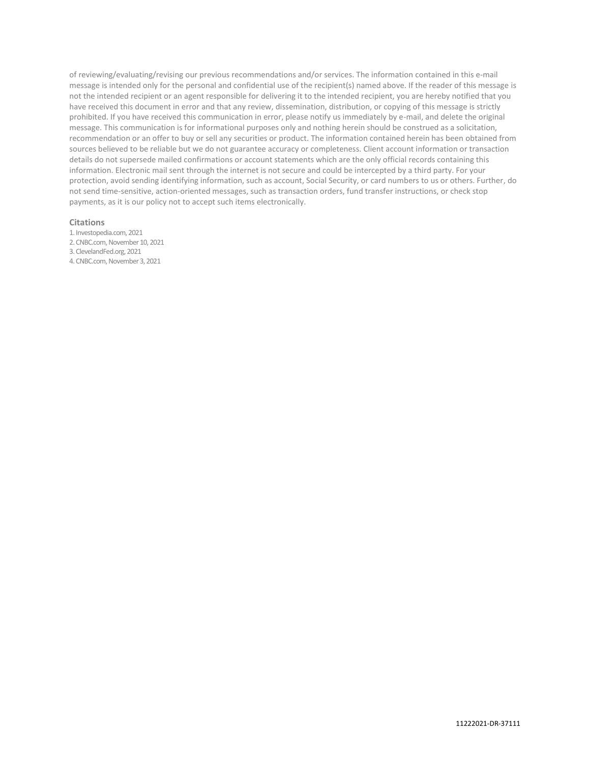of reviewing/evaluating/revising our previous recommendations and/or services. The information contained in this e-mail message is intended only for the personal and confidential use of the recipient(s) named above. If the reader of this message is not the intended recipient or an agent responsible for delivering it to the intended recipient, you are hereby notified that you have received this document in error and that any review, dissemination, distribution, or copying of this message is strictly prohibited. If you have received this communication in error, please notify us immediately by e-mail, and delete the original message. This communication is for informational purposes only and nothing herein should be construed as a solicitation, recommendation or an offer to buy or sell any securities or product. The information contained herein has been obtained from sources believed to be reliable but we do not guarantee accuracy or completeness. Client account information or transaction details do not supersede mailed confirmations or account statements which are the only official records containing this information. Electronic mail sent through the internet is not secure and could be intercepted by a third party. For your protection, avoid sending identifying information, such as account, Social Security, or card numbers to us or others. Further, do not send time-sensitive, action-oriented messages, such as transaction orders, fund transfer instructions, or check stop payments, as it is our policy not to accept such items electronically.

### Citations

1. Investopedia.com, 2021
2. CNBC.com, November 10, 2021
3. ClevelandFed.org, 2021
4. CNBC.com, November 3, 2021

11222021-DR-37111